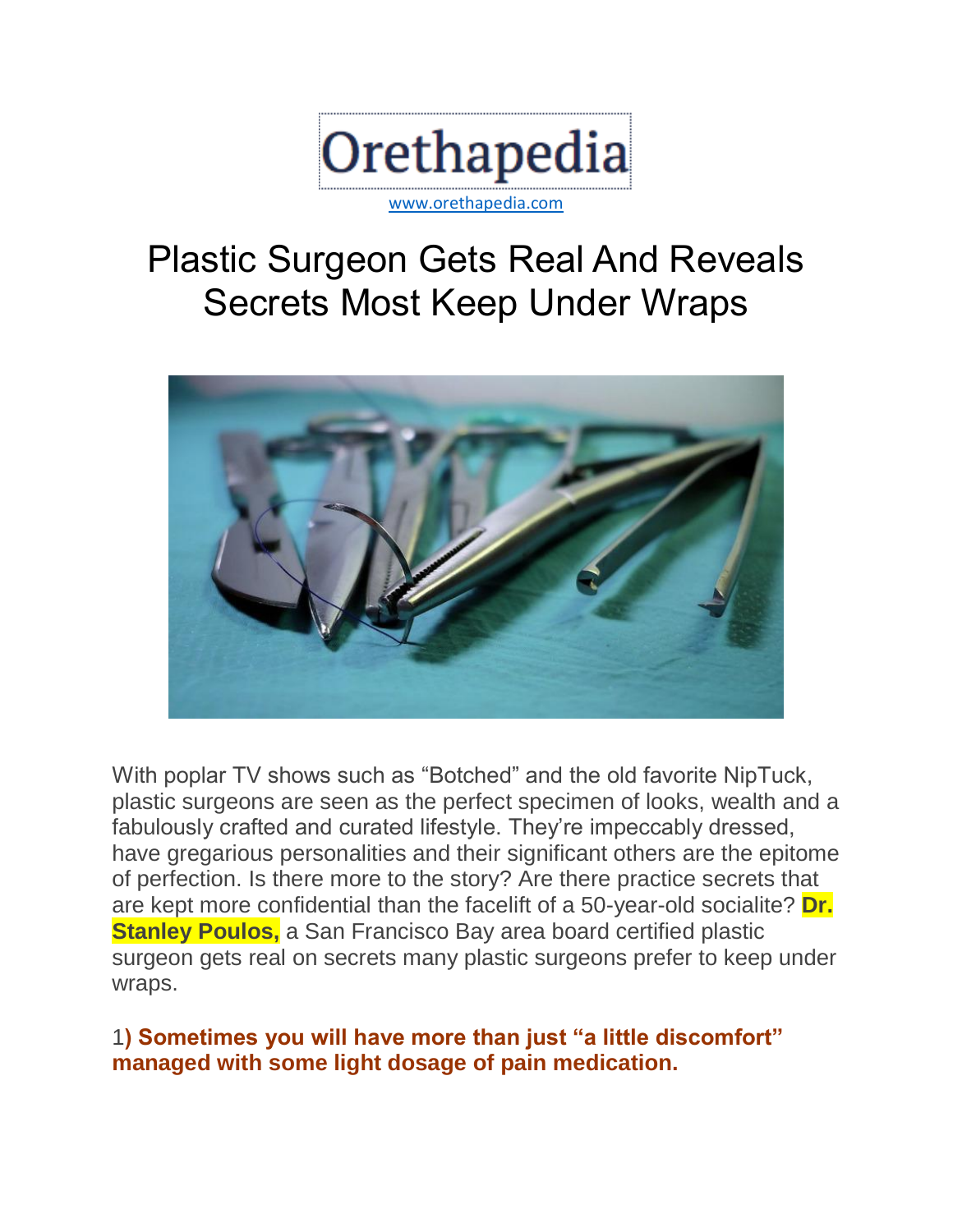Orethapedia

www.orethapedia.com

# Plastic Surgeon Gets Real And Reveals Secrets Most Keep Under Wraps

With poplar TV shows such as “Botched” and the old favorite NipTuck, plastic surgeons are seen as the perfect specimen of looks, wealth and a fabulously crafted and curated lifestyle. They’re impeccably dressed, have gregarious personalities and their significant others are the epitome of perfection. Is there more to the story? Are there practice secrets that are kept more confidential than the facelift of a 50-year-old socialite? **Dr. Stanley Poulos,** a San Francisco Bay area board certified plastic surgeon gets real on secrets many plastic surgeons prefer to keep under wraps.

1**) Sometimes you will have more than just “a little discomfort” managed with some light dosage of pain medication.**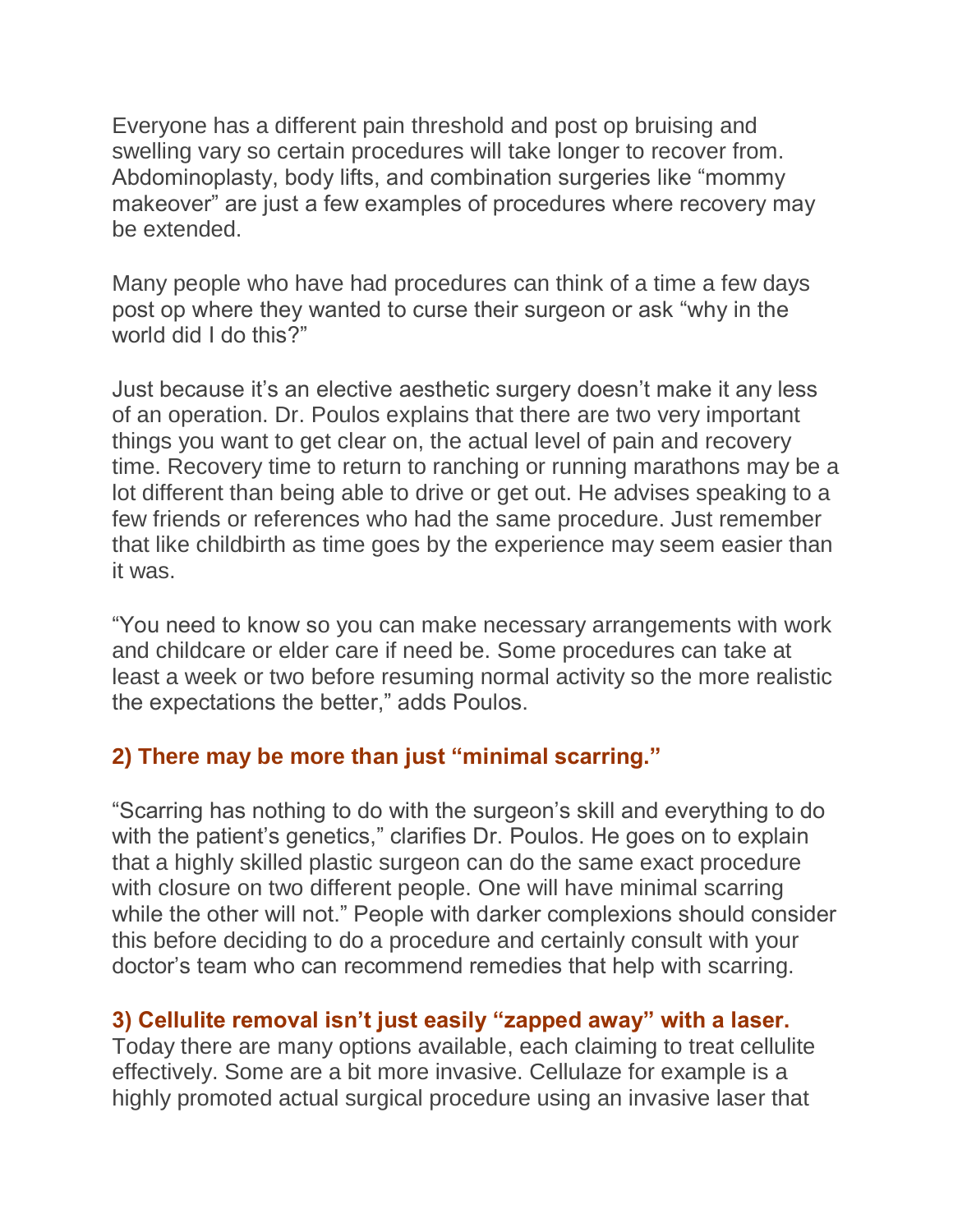Everyone has a different pain threshold and post op bruising and swelling vary so certain procedures will take longer to recover from. Abdominoplasty, body lifts, and combination surgeries like "mommy makeover" are just a few examples of procedures where recovery may be extended.

Many people who have had procedures can think of a time a few days post op where they wanted to curse their surgeon or ask "why in the world did I do this?"

Just because it's an elective aesthetic surgery doesn't make it any less of an operation. Dr. Poulos explains that there are two very important things you want to get clear on, the actual level of pain and recovery time. Recovery time to return to ranching or running marathons may be a lot different than being able to drive or get out. He advises speaking to a few friends or references who had the same procedure. Just remember that like childbirth as time goes by the experience may seem easier than it was.

"You need to know so you can make necessary arrangements with work and childcare or elder care if need be. Some procedures can take at least a week or two before resuming normal activity so the more realistic the expectations the better," adds Poulos.

### 2) There may be more than just "minimal scarring."

"Scarring has nothing to do with the surgeon's skill and everything to do with the patient's genetics," clarifies Dr. Poulos. He goes on to explain that a highly skilled plastic surgeon can do the same exact procedure with closure on two different people. One will have minimal scarring while the other will not." People with darker complexions should consider this before deciding to do a procedure and certainly consult with your doctor's team who can recommend remedies that help with scarring.

### 3) Cellulite removal isn't just easily "zapped away" with a laser.

Today there are many options available, each claiming to treat cellulite effectively. Some are a bit more invasive. Cellulaze for example is a highly promoted actual surgical procedure using an invasive laser that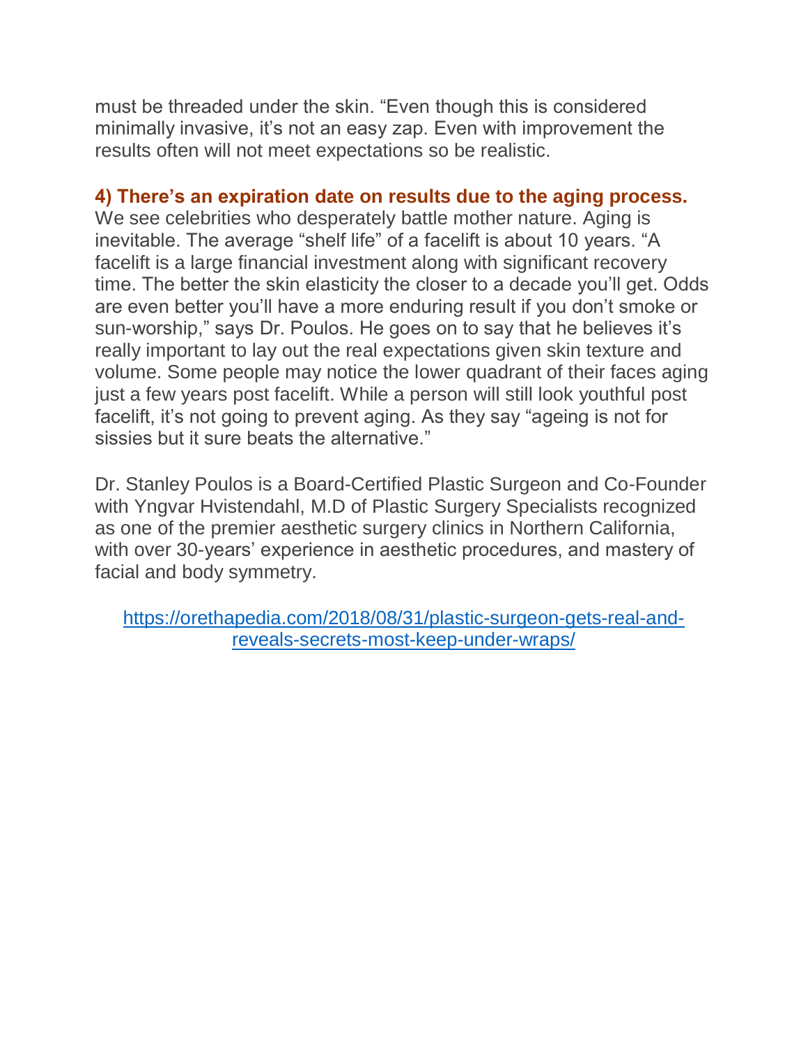must be threaded under the skin. “Even though this is considered minimally invasive, it’s not an easy zap. Even with improvement the results often will not meet expectations so be realistic.

**4) There’s an expiration date on results due to the aging process.**
We see celebrities who desperately battle mother nature. Aging is inevitable. The average “shelf life” of a facelift is about 10 years. “A facelift is a large financial investment along with significant recovery time. The better the skin elasticity the closer to a decade you’ll get. Odds are even better you’ll have a more enduring result if you don’t smoke or sun-worship,” says Dr. Poulos. He goes on to say that he believes it’s really important to lay out the real expectations given skin texture and volume. Some people may notice the lower quadrant of their faces aging just a few years post facelift. While a person will still look youthful post facelift, it’s not going to prevent aging. As they say “ageing is not for sissies but it sure beats the alternative.”

Dr. Stanley Poulos is a Board-Certified Plastic Surgeon and Co-Founder with Yngvar Hvistendahl, M.D of Plastic Surgery Specialists recognized as one of the premier aesthetic surgery clinics in Northern California, with over 30-years’ experience in aesthetic procedures, and mastery of facial and body symmetry.

https://orethapedia.com/2018/08/31/plastic-surgeon-gets-real-and-reveals-secrets-most-keep-under-wraps/